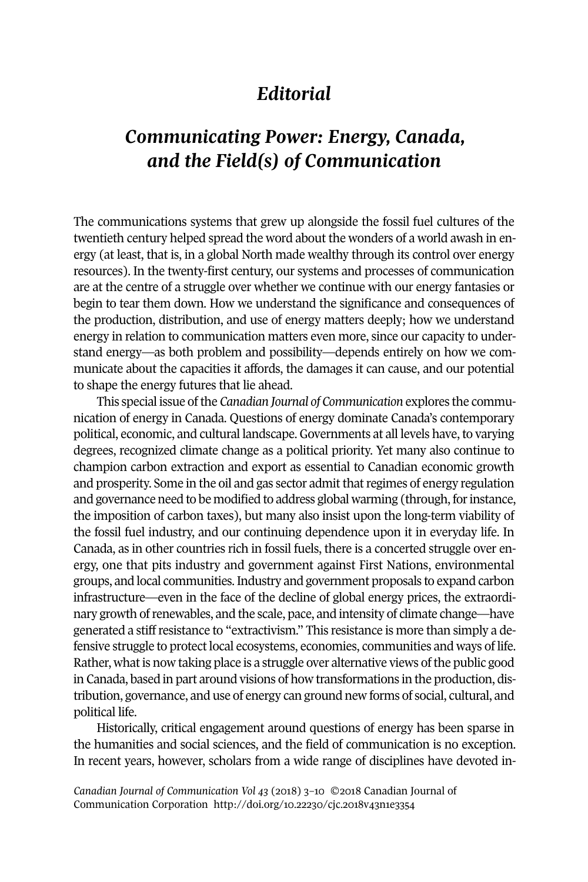# *Editorial*

## *Communicating Power: Energy, Canada, and the Field(s) of Communication*

The communications systems that grew up alongside the fossil fuel cultures of the twentieth century helped spread the word about the wonders of a world awash in energy (at least, that is, in a global North made wealthy through its control over energy resources). In the twenty-first century, our systems and processes of communication are at the centre of a struggle over whether we continue with our energy fantasies or begin to tear them down. How we understand the significance and consequences of the production, distribution, and use of energy matters deeply; how we understand energy in relation to communication matters even more, since our capacity to understand energy—as both problem and possibility—depends entirely on how we communicate about the capacities it affords, the damages it can cause, and our potential to shape the energy futures that lie ahead.

This special issue of the *Canadian Journal of Communication* explores the communication of energy in Canada. Questions of energy dominate Canada's contemporary political, economic, and cultural landscape. Governments at all levels have, to varying degrees, recognized climate change as a political priority. Yet many also continue to champion carbon extraction and export as essential to Canadian economic growth and prosperity. Some in the oil and gas sector admit that regimes of energy regulation and governance need to be modified to address global warming (through, for instance, the imposition of carbon taxes), but many also insist upon the long-term viability of the fossil fuel industry, and our continuing dependence upon it in everyday life. In Canada, as in other countries rich in fossil fuels, there is a concerted struggle over energy, one that pits industry and government against First Nations, environmental groups, and local communities. Industry and government proposals to expand carbon infrastructure—even in the face of the decline of global energy prices, the extraordinary growth of renewables, and the scale, pace, and intensity of climate change—have generated a stiff resistance to "extractivism." This resistance is more than simply a defensive struggle to protect local ecosystems, economies, communities and ways of life. Rather, what is now taking place is a struggle over alternative views of the public good in Canada, based in part around visions of how transformations in the production, distribution, governance, and use of energy can ground new forms of social, cultural, and political life.

Historically, critical engagement around questions of energy has been sparse in the humanities and social sciences, and the field of communication is no exception. In recent years, however, scholars from a wide range of disciplines have devoted in-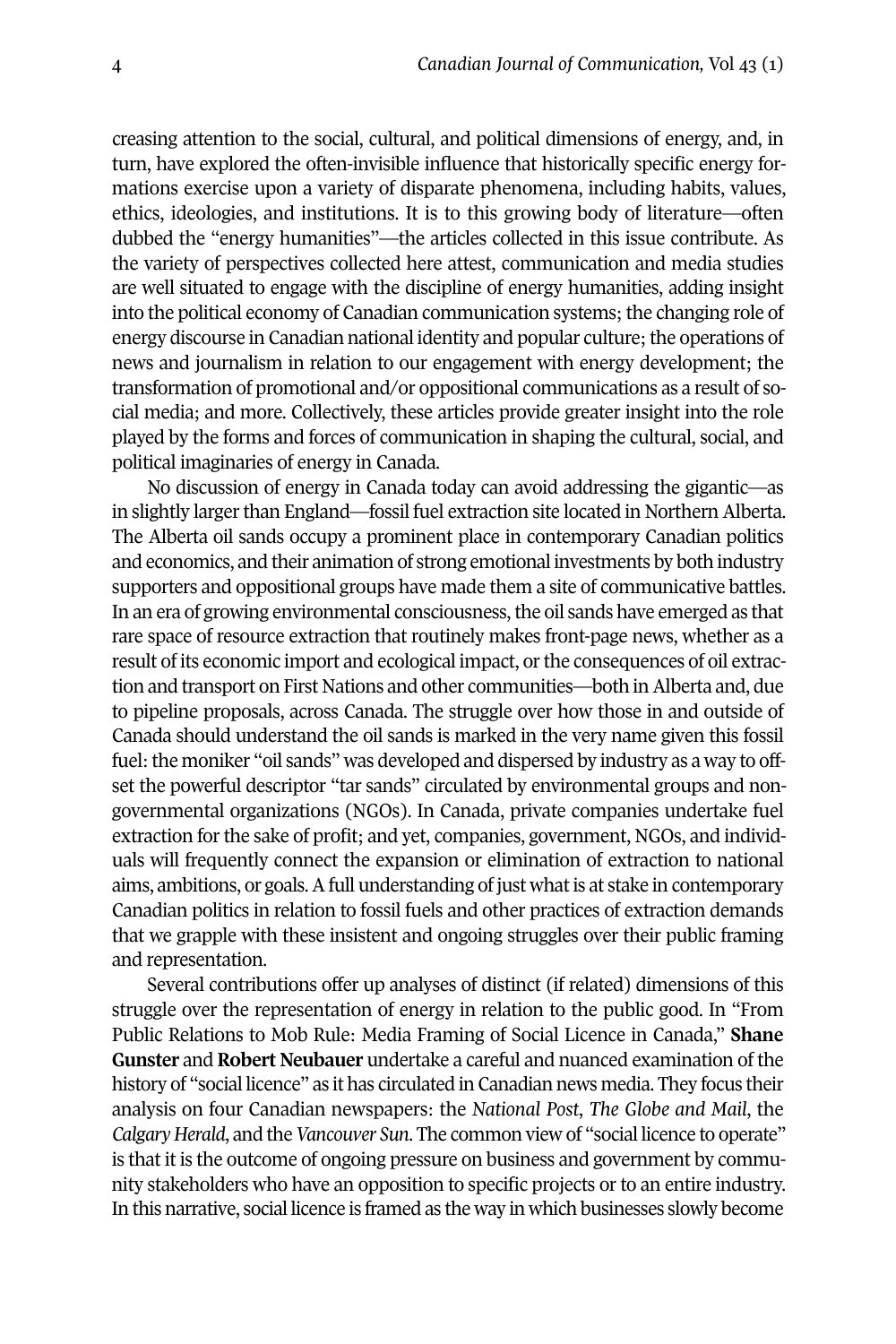creasing attention to the social, cultural, and political dimensions of energy, and, in turn, have explored the often-invisible influence that historically specific energy formations exercise upon a variety of disparate phenomena, including habits, values, ethics, ideologies, and institutions. It is to this growing body of literature—often dubbed the "energy humanities"—the articles collected in this issue contribute. As the variety of perspectives collected here attest, communication and media studies are well situated to engage with the discipline of energy humanities, adding insight into the political economy of Canadian communication systems; the changing role of energy discourse in Canadian national identity and popular culture; the operations of news and journalism in relation to our engagement with energy development; the transformation of promotional and/or oppositional communications as a result of social media; and more. Collectively, these articles provide greater insight into the role played by the forms and forces of communication in shaping the cultural, social, and political imaginaries of energy in Canada.

No discussion of energy in Canada today can avoid addressing the gigantic—as in slightly larger than England—fossil fuel extraction site located in Northern Alberta. The Alberta oil sands occupy a prominent place in contemporary Canadian politics and economics, and their animation of strong emotional investments by both industry supporters and oppositional groups have made them a site of communicative battles. In an era of growing environmental consciousness, the oil sands have emerged as that rare space of resource extraction that routinely makes front-page news, whether as a result of its economic import and ecological impact, or the consequences of oil extraction and transport on First Nations and other communities—both in Alberta and, due to pipeline proposals, across Canada. The struggle over how those in and outside of Canada should understand the oil sands is marked in the very name given this fossil fuel: the moniker "oil sands" was developed and dispersed by industry as a way to offset the powerful descriptor "tar sands" circulated by environmental groups and nongovernmental organizations (NGOs). In Canada, private companies undertake fuel extraction for the sake of profit; and yet, companies, government, NGOs, and individuals will frequently connect the expansion or elimination of extraction to national aims, ambitions, or goals. A full understanding of just what is at stake in contemporary Canadian politics in relation to fossil fuels and other practices of extraction demands that we grapple with these insistent and ongoing struggles over their public framing and representation.

Several contributions offer up analyses of distinct (if related) dimensions of this struggle over the representation of energy in relation to the public good. In "From Public Relations to Mob Rule: Media Framing of Social Licence in Canada," **Shane Gunster** and **Robert Neubauer** undertake a careful and nuanced examination of the history of "social licence" as it has circulated in Canadian news media. They focus their analysis on four Canadian newspapers: the *National Post*, *The Globe and Mail*, the *Calgary Herald*, and the *Vancouver Sun*. The common view of "social licence to operate" is that it is the outcome of ongoing pressure on business and government by community stakeholders who have an opposition to specific projects or to an entire industry. In this narrative, social licence is framed as the way in which businesses slowly become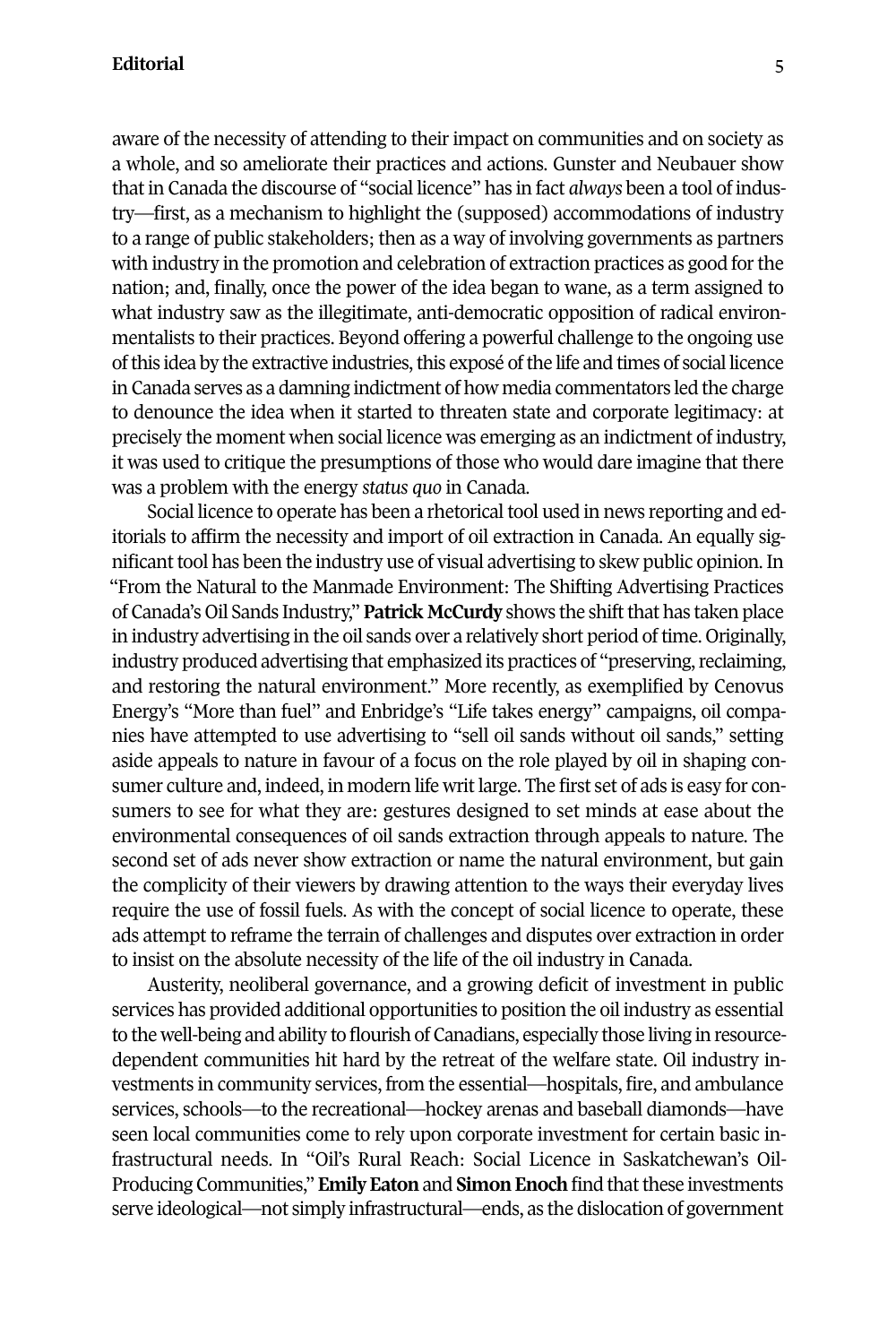aware of the necessity of attending to their impact on communities and on society as a whole, and so ameliorate their practices and actions. Gunster and Neubauer show that in Canada the discourse of "social licence" has in fact *always* been a tool of industry—first, as a mechanism to highlight the (supposed) accommodations of industry to a range of public stakeholders; then as a way of involving governments as partners with industry in the promotion and celebration of extraction practices as good for the nation; and, finally, once the power of the idea began to wane, as a term assigned to what industry saw as the illegitimate, anti-democratic opposition of radical environmentalists to their practices. Beyond offering a powerful challenge to the ongoing use of this idea by the extractive industries, this exposé of the life and times of social licence in Canada serves as a damning indictment of how media commentators led the charge to denounce the idea when it started to threaten state and corporate legitimacy: at precisely the moment when social licence was emerging as an indictment of industry, it was used to critique the presumptions of those who would dare imagine that there was a problem with the energy *status quo* in Canada.

Social licence to operate has been a rhetorical tool used in news reporting and editorials to affirm the necessity and import of oil extraction in Canada. An equally significant tool has been the industry use of visual advertising to skew public opinion. In "From the Natural to the Manmade Environment: The Shifting Advertising Practices of Canada's Oil Sands Industry," **Patrick McCurdy** shows the shift that has taken place in industry advertising in the oil sands over a relatively short period of time. Originally, industry produced advertising that emphasized its practices of "preserving, reclaiming, and restoring the natural environment." More recently, as exemplified by Cenovus Energy's "More than fuel" and Enbridge's "Life takes energy" campaigns, oil companies have attempted to use advertising to "sell oil sands without oil sands," setting aside appeals to nature in favour of a focus on the role played by oil in shaping consumer culture and, indeed, in modern life writ large. The first set of ads is easy for consumers to see for what they are: gestures designed to set minds at ease about the environmental consequences of oil sands extraction through appeals to nature. The second set of ads never show extraction or name the natural environment, but gain the complicity of their viewers by drawing attention to the ways their everyday lives require the use of fossil fuels. As with the concept of social licence to operate, these ads attempt to reframe the terrain of challenges and disputes over extraction in order to insist on the absolute necessity of the life of the oil industry in Canada.

Austerity, neoliberal governance, and a growing deficit of investment in public services has provided additional opportunities to position the oil industry as essential to the well-being and ability to flourish of Canadians, especially those living in resource-dependent communities hit hard by the retreat of the welfare state. Oil industry investments in community services, from the essential—hospitals, fire, and ambulance services, schools—to the recreational—hockey arenas and baseball diamonds—have seen local communities come to rely upon corporate investment for certain basic infrastructural needs. In "Oil's Rural Reach: Social Licence in Saskatchewan's Oil-Producing Communities," **Emily Eaton** and **Simon Enoch** find that these investments serve ideological—not simply infrastructural—ends, as the dislocation of government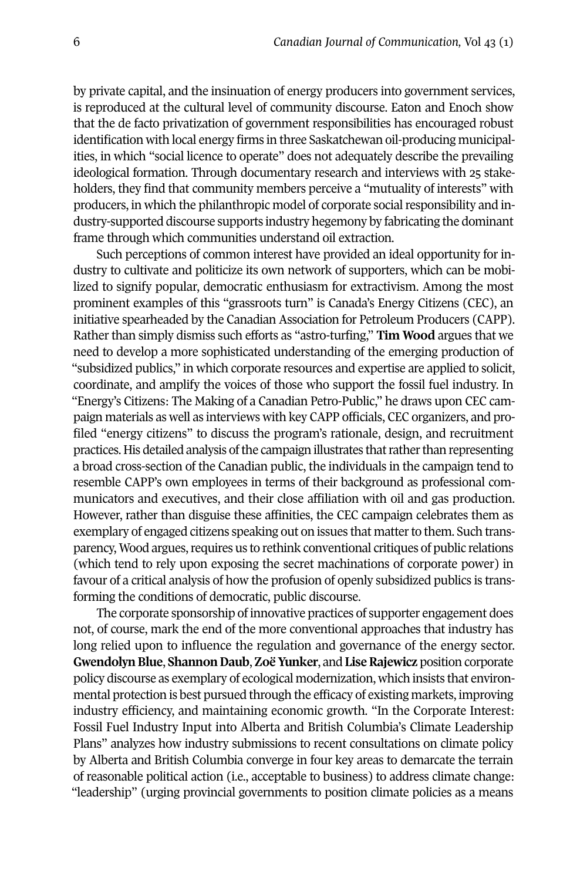by private capital, and the insinuation of energy producers into government services, is reproduced at the cultural level of community discourse. Eaton and Enoch show that the de facto privatization of government responsibilities has encouraged robust identification with local energy firms in three Saskatchewan oil-producing municipalities, in which "social licence to operate" does not adequately describe the prevailing ideological formation. Through documentary research and interviews with 25 stakeholders, they find that community members perceive a "mutuality of interests" with producers, in which the philanthropic model of corporate social responsibility and industry-supported discourse supports industry hegemony by fabricating the dominant frame through which communities understand oil extraction.

Such perceptions of common interest have provided an ideal opportunity for industry to cultivate and politicize its own network of supporters, which can be mobilized to signify popular, democratic enthusiasm for extractivism. Among the most prominent examples of this "grassroots turn" is Canada's Energy Citizens (CEC), an initiative spearheaded by the Canadian Association for Petroleum Producers (CAPP). Rather than simply dismiss such efforts as "astro-turfing," **Tim Wood** argues that we need to develop a more sophisticated understanding of the emerging production of "subsidized publics," in which corporate resources and expertise are applied to solicit, coordinate, and amplify the voices of those who support the fossil fuel industry. In "Energy's Citizens: The Making of a Canadian Petro-Public," he draws upon CEC campaign materials as well as interviews with key CAPP officials, CEC organizers, and profiled "energy citizens" to discuss the program's rationale, design, and recruitment practices. His detailed analysis of the campaign illustrates that rather than representing a broad cross-section of the Canadian public, the individuals in the campaign tend to resemble CAPP's own employees in terms of their background as professional communicators and executives, and their close affiliation with oil and gas production. However, rather than disguise these affinities, the CEC campaign celebrates them as exemplary of engaged citizens speaking out on issues that matter to them. Such transparency, Wood argues, requires us to rethink conventional critiques of public relations (which tend to rely upon exposing the secret machinations of corporate power) in favour of a critical analysis of how the profusion of openly subsidized publics is transforming the conditions of democratic, public discourse.

The corporate sponsorship of innovative practices of supporter engagement does not, of course, mark the end of the more conventional approaches that industry has long relied upon to influence the regulation and governance of the energy sector. **Gwendolyn Blue**, **Shannon Daub**, **Zoë Yunker**, and **Lise Rajewicz** position corporate policy discourse as exemplary of ecological modernization, which insists that environmental protection is best pursued through the efficacy of existing markets, improving industry efficiency, and maintaining economic growth. "In the Corporate Interest: Fossil Fuel Industry Input into Alberta and British Columbia's Climate Leadership Plans" analyzes how industry submissions to recent consultations on climate policy by Alberta and British Columbia converge in four key areas to demarcate the terrain of reasonable political action (i.e., acceptable to business) to address climate change: "leadership" (urging provincial governments to position climate policies as a means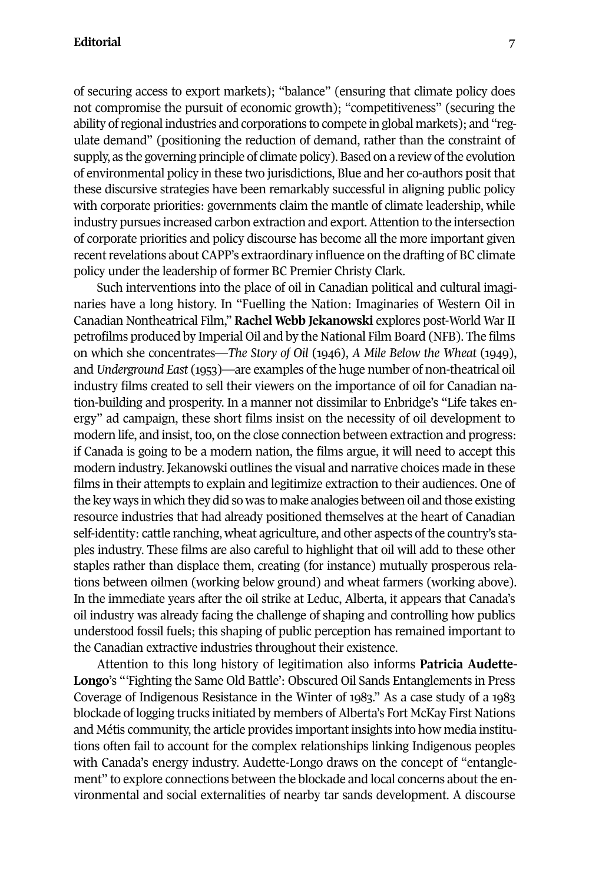of securing access to export markets); "balance" (ensuring that climate policy does not compromise the pursuit of economic growth); "competitiveness" (securing the ability of regional industries and corporations to compete in global markets); and "regulate demand" (positioning the reduction of demand, rather than the constraint of supply, as the governing principle of climate policy). Based on a review of the evolution of environmental policy in these two jurisdictions, Blue and her co-authors posit that these discursive strategies have been remarkably successful in aligning public policy with corporate priorities: governments claim the mantle of climate leadership, while industry pursues increased carbon extraction and export. Attention to the intersection of corporate priorities and policy discourse has become all the more important given recent revelations about CAPP's extraordinary influence on the drafting of BC climate policy under the leadership of former BC Premier Christy Clark.

Such interventions into the place of oil in Canadian political and cultural imaginaries have a long history. In "Fuelling the Nation: Imaginaries of Western Oil in Canadian Nontheatrical Film," **Rachel Webb Jekanowski** explores post-World War II petrofilms produced by Imperial Oil and by the National Film Board (NFB). The films on which she concentrates—*The Story of Oil* (1946), *A Mile Below the Wheat* (1949), and *Underground East* (1953)—are examples of the huge number of non-theatrical oil industry films created to sell their viewers on the importance of oil for Canadian nation-building and prosperity. In a manner not dissimilar to Enbridge's "Life takes energy" ad campaign, these short films insist on the necessity of oil development to modern life, and insist, too, on the close connection between extraction and progress: if Canada is going to be a modern nation, the films argue, it will need to accept this modern industry. Jekanowski outlines the visual and narrative choices made in these films in their attempts to explain and legitimize extraction to their audiences. One of the key ways in which they did so was to make analogies between oil and those existing resource industries that had already positioned themselves at the heart of Canadian self-identity: cattle ranching, wheat agriculture, and other aspects of the country's staples industry. These films are also careful to highlight that oil will add to these other staples rather than displace them, creating (for instance) mutually prosperous relations between oilmen (working below ground) and wheat farmers (working above). In the immediate years after the oil strike at Leduc, Alberta, it appears that Canada's oil industry was already facing the challenge of shaping and controlling how publics understood fossil fuels; this shaping of public perception has remained important to the Canadian extractive industries throughout their existence.

Attention to this long history of legitimation also informs **Patricia Audette-Longo**'s "'Fighting the Same Old Battle': Obscured Oil Sands Entanglements in Press Coverage of Indigenous Resistance in the Winter of 1983." As a case study of a 1983 blockade of logging trucks initiated by members of Alberta's Fort McKay First Nations and Métis community, the article provides important insights into how media institutions often fail to account for the complex relationships linking Indigenous peoples with Canada's energy industry. Audette-Longo draws on the concept of "entanglement" to explore connections between the blockade and local concerns about the environmental and social externalities of nearby tar sands development. A discourse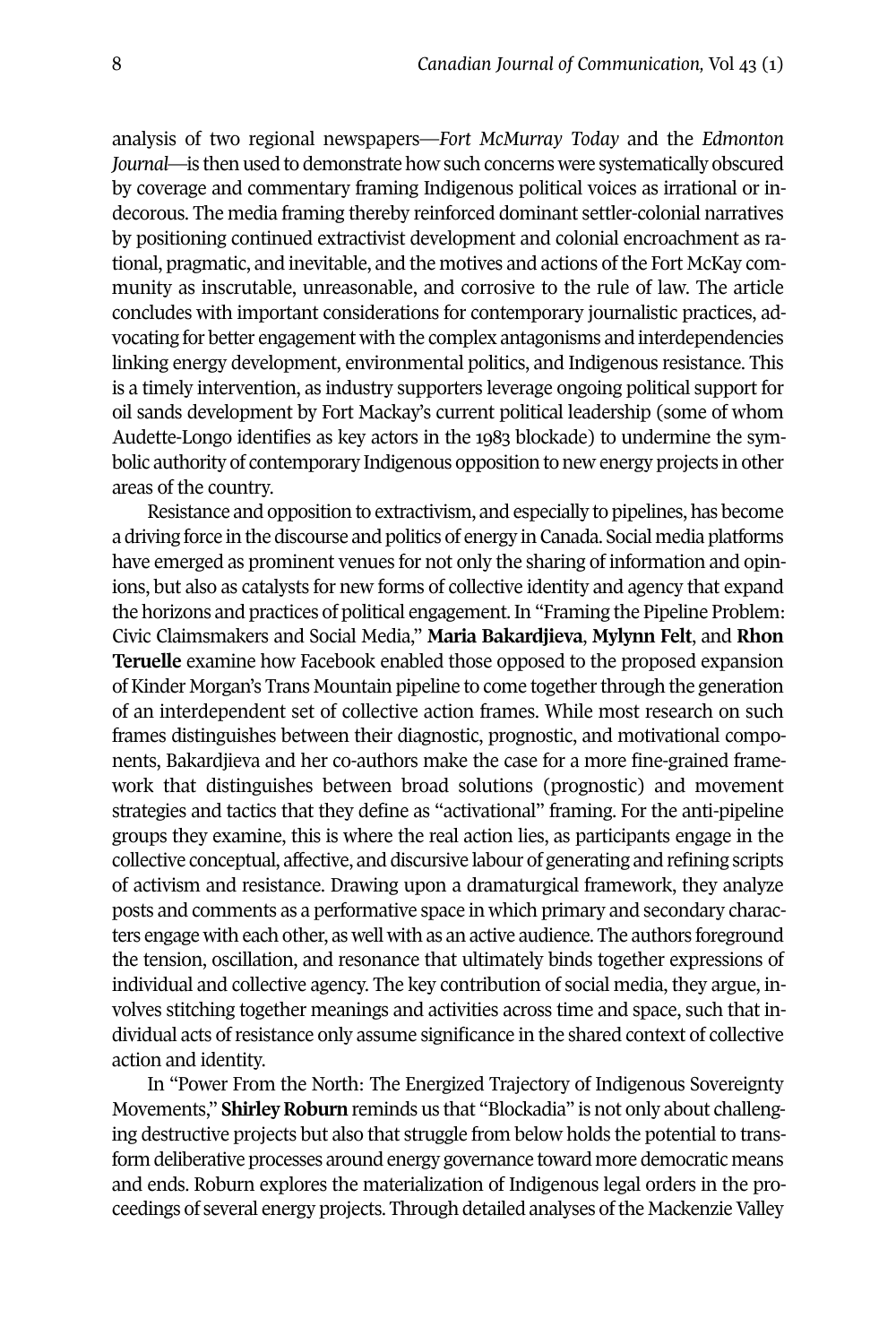analysis of two regional newspapers—*Fort McMurray Today* and the *Edmonton Journal*—is then used to demonstrate how such concerns were systematically obscured by coverage and commentary framing Indigenous political voices as irrational or indecorous. The media framing thereby reinforced dominant settler-colonial narratives by positioning continued extractivist development and colonial encroachment as rational, pragmatic, and inevitable, and the motives and actions of the Fort McKay community as inscrutable, unreasonable, and corrosive to the rule of law. The article concludes with important considerations for contemporary journalistic practices, advocating for better engagement with the complex antagonisms and interdependencies linking energy development, environmental politics, and Indigenous resistance. This is a timely intervention, as industry supporters leverage ongoing political support for oil sands development by Fort Mackay's current political leadership (some of whom Audette-Longo identifies as key actors in the 1983 blockade) to undermine the symbolic authority of contemporary Indigenous opposition to new energy projects in other areas of the country.

Resistance and opposition to extractivism, and especially to pipelines, has become a driving force in the discourse and politics of energy in Canada. Social media platforms have emerged as prominent venues for not only the sharing of information and opinions, but also as catalysts for new forms of collective identity and agency that expand the horizons and practices of political engagement. In "Framing the Pipeline Problem: Civic Claimsmakers and Social Media," **Maria Bakardjieva**, **Mylynn Felt**, and **Rhon Teruelle** examine how Facebook enabled those opposed to the proposed expansion of Kinder Morgan's Trans Mountain pipeline to come together through the generation of an interdependent set of collective action frames. While most research on such frames distinguishes between their diagnostic, prognostic, and motivational components, Bakardjieva and her co-authors make the case for a more fine-grained framework that distinguishes between broad solutions (prognostic) and movement strategies and tactics that they define as "activational" framing. For the anti-pipeline groups they examine, this is where the real action lies, as participants engage in the collective conceptual, affective, and discursive labour of generating and refining scripts of activism and resistance. Drawing upon a dramaturgical framework, they analyze posts and comments as a performative space in which primary and secondary characters engage with each other, as well with as an active audience. The authors foreground the tension, oscillation, and resonance that ultimately binds together expressions of individual and collective agency. The key contribution of social media, they argue, involves stitching together meanings and activities across time and space, such that individual acts of resistance only assume significance in the shared context of collective action and identity.

In "Power From the North: The Energized Trajectory of Indigenous Sovereignty Movements," **Shirley Roburn** reminds us that "Blockadia" is not only about challenging destructive projects but also that struggle from below holds the potential to transform deliberative processes around energy governance toward more democratic means and ends. Roburn explores the materialization of Indigenous legal orders in the proceedings of several energy projects. Through detailed analyses of the Mackenzie Valley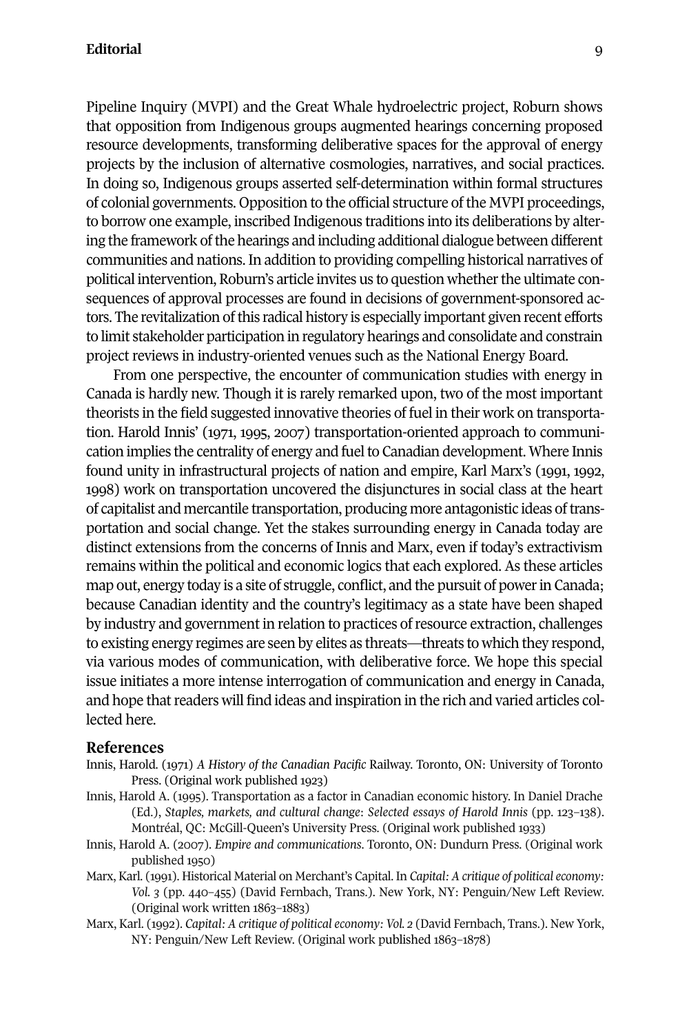Pipeline Inquiry (MVPI) and the Great Whale hydroelectric project, Roburn shows that opposition from Indigenous groups augmented hearings concerning proposed resource developments, transforming deliberative spaces for the approval of energy projects by the inclusion of alternative cosmologies, narratives, and social practices. In doing so, Indigenous groups asserted self-determination within formal structures of colonial governments. Opposition to the official structure of the MVPI proceedings, to borrow one example, inscribed Indigenous traditions into its deliberations by altering the framework of the hearings and including additional dialogue between different communities and nations. In addition to providing compelling historical narratives of political intervention, Roburn's article invites us to question whether the ultimate consequences of approval processes are found in decisions of government-sponsored actors. The revitalization of this radical history is especially important given recent efforts to limit stakeholder participation in regulatory hearings and consolidate and constrain project reviews in industry-oriented venues such as the National Energy Board.

From one perspective, the encounter of communication studies with energy in Canada is hardly new. Though it is rarely remarked upon, two of the most important theorists in the field suggested innovative theories of fuel in their work on transportation. Harold Innis' (1971, 1995, 2007) transportation-oriented approach to communication implies the centrality of energy and fuel to Canadian development. Where Innis found unity in infrastructural projects of nation and empire, Karl Marx's (1991, 1992, 1998) work on transportation uncovered the disjunctures in social class at the heart of capitalist and mercantile transportation, producing more antagonistic ideas of transportation and social change. Yet the stakes surrounding energy in Canada today are distinct extensions from the concerns of Innis and Marx, even if today's extractivism remains within the political and economic logics that each explored. As these articles map out, energy today is a site of struggle, conflict, and the pursuit of power in Canada; because Canadian identity and the country's legitimacy as a state have been shaped by industry and government in relation to practices of resource extraction, challenges to existing energy regimes are seen by elites as threats—threats to which they respond, via various modes of communication, with deliberative force. We hope this special issue initiates a more intense interrogation of communication and energy in Canada, and hope that readers will find ideas and inspiration in the rich and varied articles collected here.

## References

Innis, Harold. (1971) *A History of the Canadian Pacific* Railway. Toronto, ON: University of Toronto Press. (Original work published 1923)

Innis, Harold A. (1995). Transportation as a factor in Canadian economic history. In Daniel Drache (Ed.), *Staples, markets, and cultural change: Selected essays of Harold Innis* (pp. 123–138). Montréal, QC: McGill-Queen's University Press. (Original work published 1933)

Innis, Harold A. (2007). *Empire and communications*. Toronto, ON: Dundurn Press. (Original work published 1950)

Marx, Karl. (1991). Historical Material on Merchant's Capital. In *Capital: A critique of political economy: Vol. 3* (pp. 440–455) (David Fernbach, Trans.). New York, NY: Penguin/New Left Review. (Original work written 1863–1883)

Marx, Karl. (1992). *Capital: A critique of political economy: Vol. 2* (David Fernbach, Trans.). New York, NY: Penguin/New Left Review. (Original work published 1863–1878)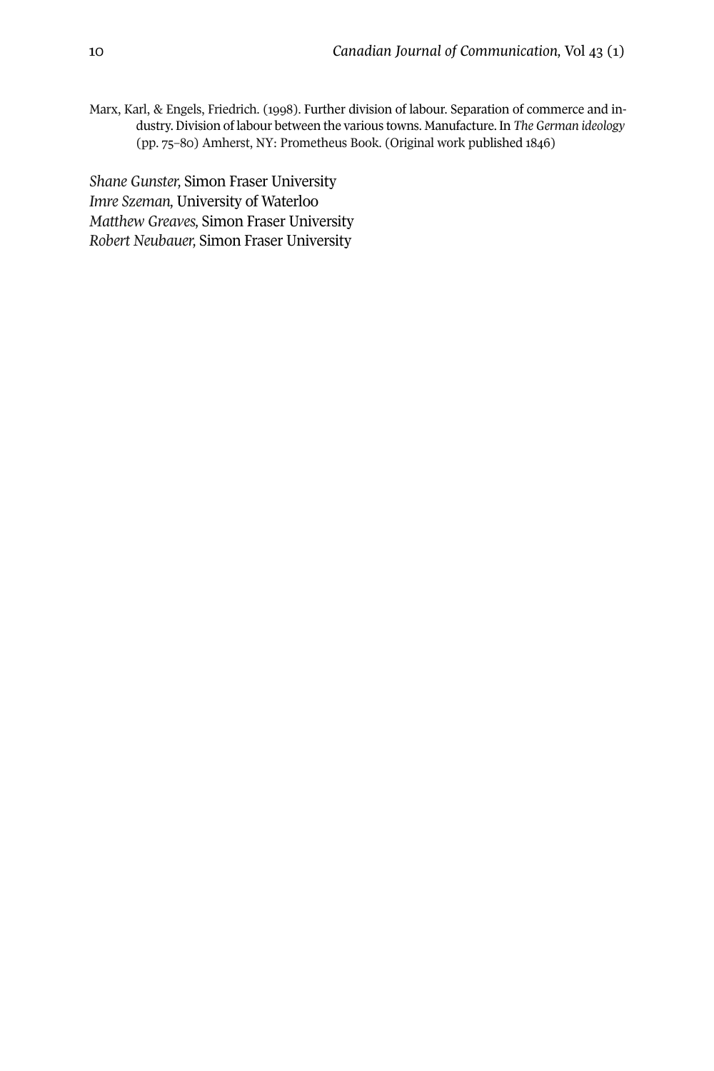Marx, Karl, & Engels, Friedrich. (1998). Further division of labour. Separation of commerce and industry. Division of labour between the various towns. Manufacture. In *The German ideology* (pp. 75–80) Amherst, NY: Prometheus Book. (Original work published 1846)

*Shane Gunster,* Simon Fraser University
*Imre Szeman,* University of Waterloo
*Matthew Greaves,* Simon Fraser University
*Robert Neubauer,* Simon Fraser University